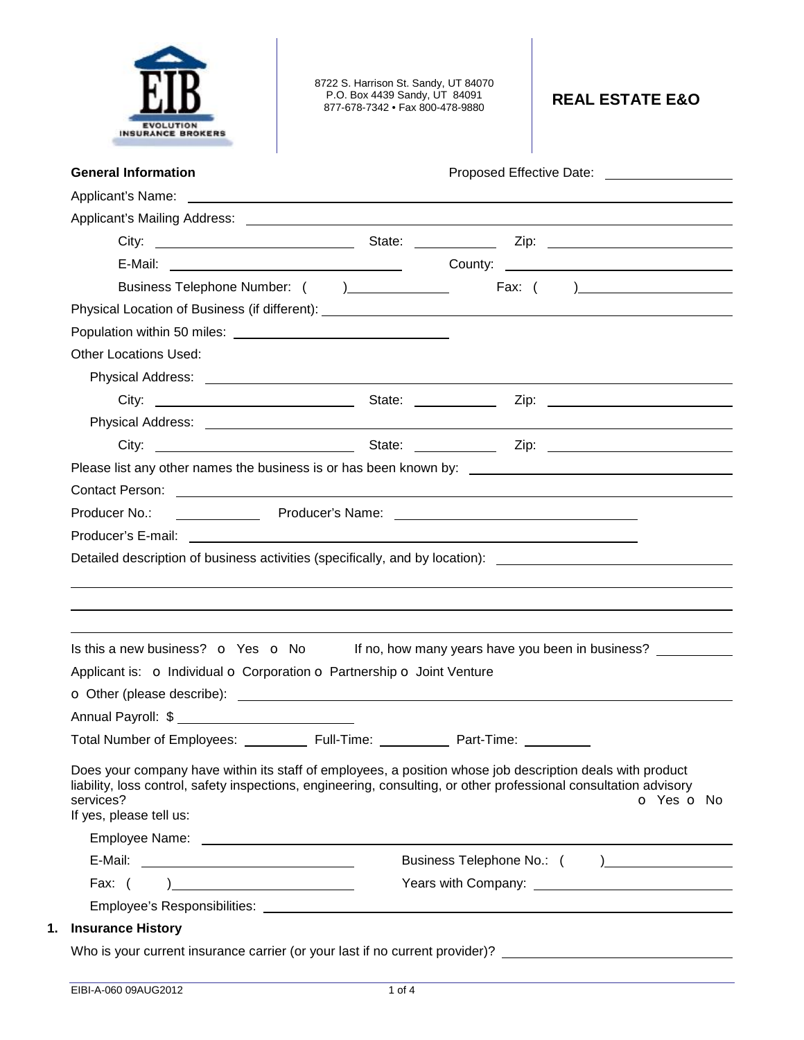EIB
EVOLUTION INSURANCE BROKERS

8722 S. Harrison St. Sandy, UT 84070
P.O. Box 4439 Sandy, UT 84091
877-678-7342 • Fax 800-478-9880

# REAL ESTATE E&O

**General Information** Proposed Effective Date: \_\_\_\_\_\_\_\_\_\_\_\_\_\_\_\_

Applicant's Name: \_\_\_\_\_\_\_\_\_\_\_\_\_\_\_\_\_\_\_\_\_\_\_\_\_\_\_\_\_\_\_\_\_\_\_\_\_\_\_\_

Applicant's Mailing Address: \_\_\_\_\_\_\_\_\_\_\_\_\_\_\_\_\_\_\_\_\_\_\_\_\_\_\_\_\_\_\_\_\_\_\_\_\_\_\_\_

City: \_\_\_\_\_\_\_\_\_\_\_\_\_\_\_\_ State: \_\_\_\_\_\_\_\_ Zip: \_\_\_\_\_\_\_\_\_\_\_\_\_\_\_\_

E-Mail: \_\_\_\_\_\_\_\_\_\_\_\_\_\_\_\_\_\_\_\_ County: \_\_\_\_\_\_\_\_\_\_\_\_\_\_\_\_\_\_\_\_

Business Telephone Number: ( ) \_\_\_\_\_\_\_\_\_\_ Fax: ( ) \_\_\_\_\_\_\_\_\_\_

Physical Location of Business (if different): \_\_\_\_\_\_\_\_\_\_\_\_\_\_\_\_\_\_\_\_\_\_\_\_\_\_\_\_\_\_\_\_

Population within 50 miles: \_\_\_\_\_\_\_\_\_\_\_\_\_\_\_\_\_\_\_\_

Other Locations Used:

Physical Address: \_\_\_\_\_\_\_\_\_\_\_\_\_\_\_\_\_\_\_\_\_\_\_\_\_\_\_\_\_\_\_\_\_\_\_\_\_\_\_\_

City: \_\_\_\_\_\_\_\_\_\_\_\_\_\_\_\_ State: \_\_\_\_\_\_\_\_ Zip: \_\_\_\_\_\_\_\_\_\_\_\_\_\_\_\_

Physical Address: \_\_\_\_\_\_\_\_\_\_\_\_\_\_\_\_\_\_\_\_\_\_\_\_\_\_\_\_\_\_\_\_\_\_\_\_\_\_\_\_

City: \_\_\_\_\_\_\_\_\_\_\_\_\_\_\_\_ State: \_\_\_\_\_\_\_\_ Zip: \_\_\_\_\_\_\_\_\_\_\_\_\_\_\_\_

Please list any other names the business is or has been known by: \_\_\_\_\_\_\_\_\_\_\_\_\_\_\_\_\_\_\_\_

Contact Person: \_\_\_\_\_\_\_\_\_\_\_\_\_\_\_\_\_\_\_\_\_\_\_\_\_\_\_\_\_\_\_\_\_\_\_\_\_\_\_\_

Producer No.: \_\_\_\_\_\_\_\_ Producer's Name: \_\_\_\_\_\_\_\_\_\_\_\_\_\_\_\_\_\_\_\_

Producer's E-mail: \_\_\_\_\_\_\_\_\_\_\_\_\_\_\_\_\_\_\_\_\_\_\_\_\_\_\_\_\_\_\_\_

Detailed description of business activities (specifically, and by location): \_\_\_\_\_\_\_\_\_\_\_\_\_\_\_\_\_\_\_\_

\_\_\_\_\_\_\_\_\_\_\_\_\_\_\_\_\_\_\_\_\_\_\_\_\_\_\_\_\_\_\_\_\_\_\_\_\_\_\_\_\_\_\_\_\_\_\_\_\_\_\_\_\_\_\_\_

\_\_\_\_\_\_\_\_\_\_\_\_\_\_\_\_\_\_\_\_\_\_\_\_\_\_\_\_\_\_\_\_\_\_\_\_\_\_\_\_\_\_\_\_\_\_\_\_\_\_\_\_\_\_\_\_

\_\_\_\_\_\_\_\_\_\_\_\_\_\_\_\_\_\_\_\_\_\_\_\_\_\_\_\_\_\_\_\_\_\_\_\_\_\_\_\_\_\_\_\_\_\_\_\_\_\_\_\_\_\_\_\_

Is this a new business? o Yes o No If no, how many years have you been in business? \_\_\_\_\_\_\_\_

Applicant is: o Individual o Corporation o Partnership o Joint Venture

o Other (please describe): \_\_\_\_\_\_\_\_\_\_\_\_\_\_\_\_\_\_\_\_\_\_\_\_\_\_\_\_\_\_\_\_\_\_\_\_\_\_\_\_

Annual Payroll: $ \_\_\_\_\_\_\_\_\_\_\_\_\_\_\_\_\_\_\_\_

Total Number of Employees: \_\_\_\_\_\_\_\_ Full-Time: \_\_\_\_\_\_\_\_ Part-Time: \_\_\_\_\_\_\_\_

Does your company have within its staff of employees, a position whose job description deals with product liability, loss control, safety inspections, engineering, consulting, or other professional consultation advisory services? o Yes o No

If yes, please tell us:

Employee Name: \_\_\_\_\_\_\_\_\_\_\_\_\_\_\_\_\_\_\_\_\_\_\_\_\_\_\_\_\_\_\_\_\_\_\_\_\_\_\_\_

E-Mail: \_\_\_\_\_\_\_\_\_\_\_\_\_\_\_\_\_\_\_\_ Business Telephone No.: ( ) \_\_\_\_\_\_\_\_\_\_

Fax: ( ) \_\_\_\_\_\_\_\_\_\_\_\_\_\_\_\_ Years with Company: \_\_\_\_\_\_\_\_\_\_\_\_\_\_\_\_

Employee's Responsibilities: \_\_\_\_\_\_\_\_\_\_\_\_\_\_\_\_\_\_\_\_\_\_\_\_\_\_\_\_\_\_\_\_\_\_\_\_\_\_\_\_

## 1. Insurance History

Who is your current insurance carrier (or your last if no current provider)? \_\_\_\_\_\_\_\_\_\_\_\_\_\_\_\_\_\_\_\_

EIBI-A-060 09AUG2012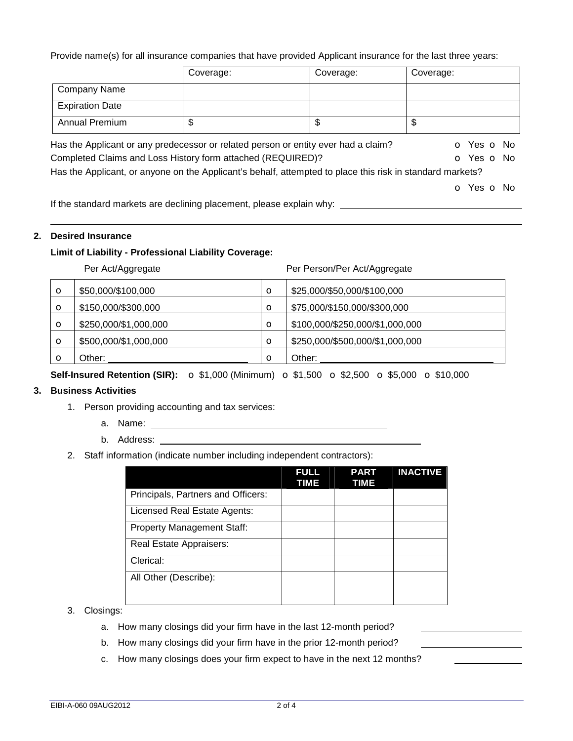Provide name(s) for all insurance companies that have provided Applicant insurance for the last three years:

| | Coverage: | Coverage: | Coverage: |
|---|---|---|---|
| Company Name | | | |
| Expiration Date | | | |
| Annual Premium | $ | $ | $ |

Has the Applicant or any predecessor or related person or entity ever had a claim? o Yes o No

Completed Claims and Loss History form attached (REQUIRED)? o Yes o No

Has the Applicant, or anyone on the Applicant's behalf, attempted to place this risk in standard markets? o Yes o No

If the standard markets are declining placement, please explain why: ______________________

______________________________________________________________________

**2. Desired Insurance**

**Limit of Liability - Professional Liability Coverage:**

| | Per Act/Aggregate | | Per Person/Per Act/Aggregate |
|---|---|---|---|
| o | $50,000/$100,000 | o | $25,000/$50,000/$100,000 |
| o | $150,000/$300,000 | o | $75,000/$150,000/$300,000 |
| o | $250,000/$1,000,000 | o | $100,000/$250,000/$1,000,000 |
| o | $500,000/$1,000,000 | o | $250,000/$500,000/$1,000,000 |
| o | Other: ____________ | o | Other: ____________ |

**Self-Insured Retention (SIR):** o $1,000 (Minimum) o $1,500 o $2,500 o $5,000 o $10,000

**3. Business Activities**

1. Person providing accounting and tax services:
   a. Name: ______________________
   b. Address: ______________________
2. Staff information (indicate number including independent contractors):

| | FULL TIME | PART TIME | INACTIVE |
|---|---|---|---|
| Principals, Partners and Officers: | | | |
| Licensed Real Estate Agents: | | | |
| Property Management Staff: | | | |
| Real Estate Appraisers: | | | |
| Clerical: | | | |
| All Other (Describe): | | | |

3. Closings:
   a. How many closings did your firm have in the last 12-month period? ____________
   b. How many closings did your firm have in the prior 12-month period? ____________
   c. How many closings does your firm expect to have in the next 12 months? ____________

EIBI-A-060 09AUG2012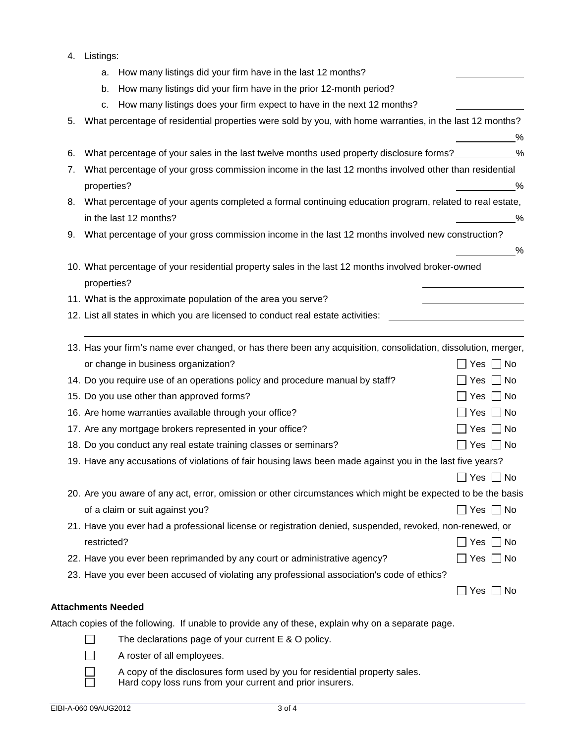4. Listings:
   a. How many listings did your firm have in the last 12 months? \_\_\_\_\_\_\_\_\_\_
   b. How many listings did your firm have in the prior 12-month period? \_\_\_\_\_\_\_\_\_\_
   c. How many listings does your firm expect to have in the next 12 months? \_\_\_\_\_\_\_\_\_\_
5. What percentage of residential properties were sold by you, with home warranties, in the last 12 months? \_\_\_\_\_\_\_\_\_\_%
6. What percentage of your sales in the last twelve months used property disclosure forms? \_\_\_\_\_\_\_\_\_\_%
7. What percentage of your gross commission income in the last 12 months involved other than residential properties? \_\_\_\_\_\_\_\_\_\_%
8. What percentage of your agents completed a formal continuing education program, related to real estate, in the last 12 months? \_\_\_\_\_\_\_\_\_\_%
9. What percentage of your gross commission income in the last 12 months involved new construction? \_\_\_\_\_\_\_\_\_\_%
10. What percentage of your residential property sales in the last 12 months involved broker-owned properties? \_\_\_\_\_\_\_\_\_\_
11. What is the approximate population of the area you serve? \_\_\_\_\_\_\_\_\_\_
12. List all states in which you are licensed to conduct real estate activities: \_\_\_\_\_\_\_\_\_\_
13. Has your firm's name ever changed, or has there been any acquisition, consolidation, dissolution, merger, or change in business organization? ☐ Yes ☐ No
14. Do you require use of an operations policy and procedure manual by staff? ☐ Yes ☐ No
15. Do you use other than approved forms? ☐ Yes ☐ No
16. Are home warranties available through your office? ☐ Yes ☐ No
17. Are any mortgage brokers represented in your office? ☐ Yes ☐ No
18. Do you conduct any real estate training classes or seminars? ☐ Yes ☐ No
19. Have any accusations of violations of fair housing laws been made against you in the last five years? ☐ Yes ☐ No
20. Are you aware of any act, error, omission or other circumstances which might be expected to be the basis of a claim or suit against you? ☐ Yes ☐ No
21. Have you ever had a professional license or registration denied, suspended, revoked, non-renewed, or restricted? ☐ Yes ☐ No
22. Have you ever been reprimanded by any court or administrative agency? ☐ Yes ☐ No
23. Have you ever been accused of violating any professional association's code of ethics? ☐ Yes ☐ No

**Attachments Needed**

Attach copies of the following. If unable to provide any of these, explain why on a separate page.

- ☐ The declarations page of your current E & O policy.
- ☐ A roster of all employees.
- ☐ A copy of the disclosures form used by you for residential property sales.
- ☐ Hard copy loss runs from your current and prior insurers.

EIBI-A-060 09AUG2012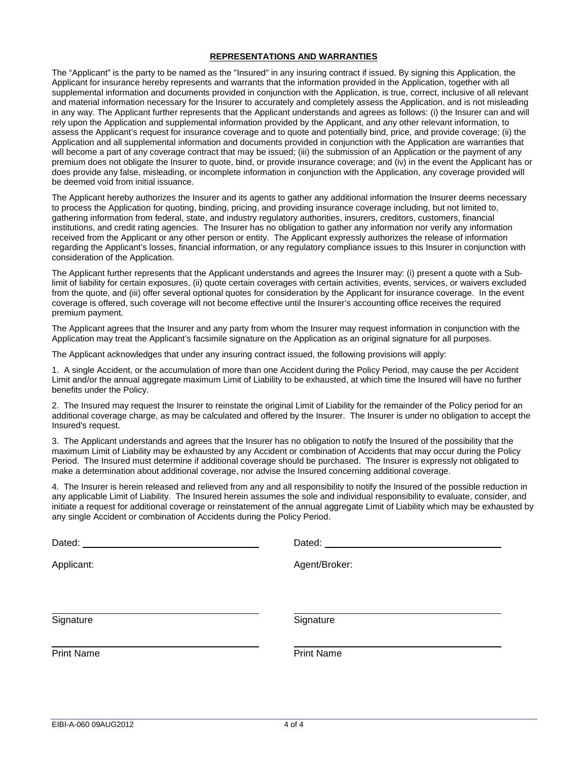## REPRESENTATIONS AND WARRANTIES

The "Applicant" is the party to be named as the "Insured" in any insuring contract if issued. By signing this Application, the Applicant for insurance hereby represents and warrants that the information provided in the Application, together with all supplemental information and documents provided in conjunction with the Application, is true, correct, inclusive of all relevant and material information necessary for the Insurer to accurately and completely assess the Application, and is not misleading in any way. The Applicant further represents that the Applicant understands and agrees as follows: (i) the Insurer can and will rely upon the Application and supplemental information provided by the Applicant, and any other relevant information, to assess the Applicant's request for insurance coverage and to quote and potentially bind, price, and provide coverage; (ii) the Application and all supplemental information and documents provided in conjunction with the Application are warranties that will become a part of any coverage contract that may be issued; (iii) the submission of an Application or the payment of any premium does not obligate the Insurer to quote, bind, or provide insurance coverage; and (iv) in the event the Applicant has or does provide any false, misleading, or incomplete information in conjunction with the Application, any coverage provided will be deemed void from initial issuance.

The Applicant hereby authorizes the Insurer and its agents to gather any additional information the Insurer deems necessary to process the Application for quoting, binding, pricing, and providing insurance coverage including, but not limited to, gathering information from federal, state, and industry regulatory authorities, insurers, creditors, customers, financial institutions, and credit rating agencies. The Insurer has no obligation to gather any information nor verify any information received from the Applicant or any other person or entity. The Applicant expressly authorizes the release of information regarding the Applicant's losses, financial information, or any regulatory compliance issues to this Insurer in conjunction with consideration of the Application.

The Applicant further represents that the Applicant understands and agrees the Insurer may: (i) present a quote with a Sub-limit of liability for certain exposures, (ii) quote certain coverages with certain activities, events, services, or waivers excluded from the quote, and (iii) offer several optional quotes for consideration by the Applicant for insurance coverage. In the event coverage is offered, such coverage will not become effective until the Insurer's accounting office receives the required premium payment.

The Applicant agrees that the Insurer and any party from whom the Insurer may request information in conjunction with the Application may treat the Applicant's facsimile signature on the Application as an original signature for all purposes.

The Applicant acknowledges that under any insuring contract issued, the following provisions will apply:

1. A single Accident, or the accumulation of more than one Accident during the Policy Period, may cause the per Accident Limit and/or the annual aggregate maximum Limit of Liability to be exhausted, at which time the Insured will have no further benefits under the Policy.

2. The Insured may request the Insurer to reinstate the original Limit of Liability for the remainder of the Policy period for an additional coverage charge, as may be calculated and offered by the Insurer. The Insurer is under no obligation to accept the Insured's request.

3. The Applicant understands and agrees that the Insurer has no obligation to notify the Insured of the possibility that the maximum Limit of Liability may be exhausted by any Accident or combination of Accidents that may occur during the Policy Period. The Insured must determine if additional coverage should be purchased. The Insurer is expressly not obligated to make a determination about additional coverage, nor advise the Insured concerning additional coverage.

4. The Insurer is herein released and relieved from any and all responsibility to notify the Insured of the possible reduction in any applicable Limit of Liability. The Insured herein assumes the sole and individual responsibility to evaluate, consider, and initiate a request for additional coverage or reinstatement of the annual aggregate Limit of Liability which may be exhausted by any single Accident or combination of Accidents during the Policy Period.

Dated: ______________________________

Applicant:

______________________________
Signature

______________________________
Print Name

Dated: ______________________________

Agent/Broker:

______________________________
Signature

______________________________
Print Name

EIBI-A-060 09AUG2012